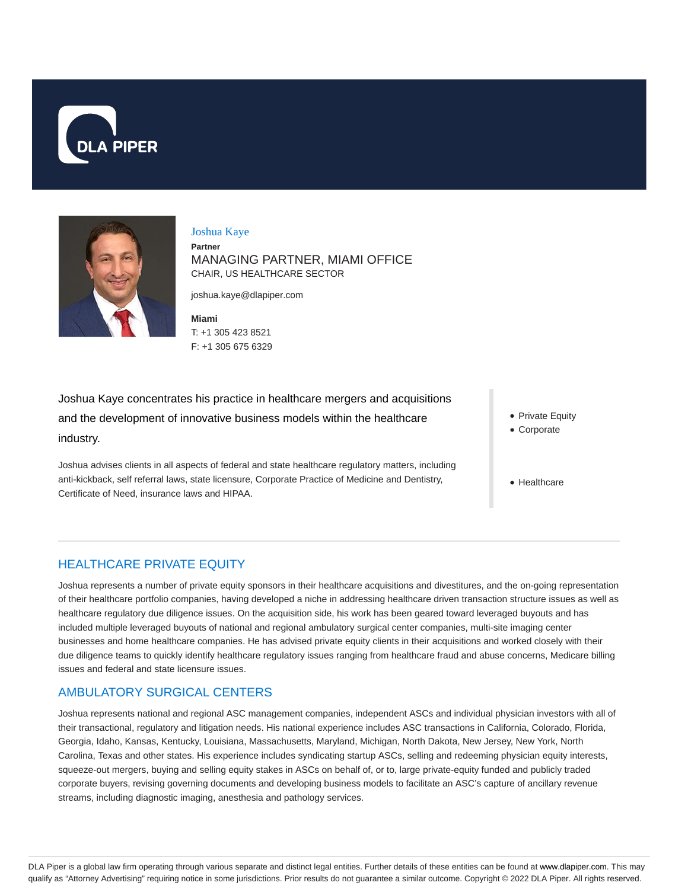# Joshua Kaye

**Partner**

MANAGING PARTNER, MIAMI OFFICE

CHAIR, US HEALTHCARE SECTOR

joshua.kaye@dlapiper.com

**Miami**

T: +1 305 423 8521

F: +1 305 675 6329

Joshua Kaye concentrates his practice in healthcare mergers and acquisitions and the development of innovative business models within the healthcare industry.

Joshua advises clients in all aspects of federal and state healthcare regulatory matters, including anti-kickback, self referral laws, state licensure, Corporate Practice of Medicine and Dentistry, Certificate of Need, insurance laws and HIPAA.

- Private Equity
- Corporate

- Healthcare

## HEALTHCARE PRIVATE EQUITY

Joshua represents a number of private equity sponsors in their healthcare acquisitions and divestitures, and the on-going representation of their healthcare portfolio companies, having developed a niche in addressing healthcare driven transaction structure issues as well as healthcare regulatory due diligence issues. On the acquisition side, his work has been geared toward leveraged buyouts and has included multiple leveraged buyouts of national and regional ambulatory surgical center companies, multi-site imaging center businesses and home healthcare companies. He has advised private equity clients in their acquisitions and worked closely with their due diligence teams to quickly identify healthcare regulatory issues ranging from healthcare fraud and abuse concerns, Medicare billing issues and federal and state licensure issues.

## AMBULATORY SURGICAL CENTERS

Joshua represents national and regional ASC management companies, independent ASCs and individual physician investors with all of their transactional, regulatory and litigation needs. His national experience includes ASC transactions in California, Colorado, Florida, Georgia, Idaho, Kansas, Kentucky, Louisiana, Massachusetts, Maryland, Michigan, North Dakota, New Jersey, New York, North Carolina, Texas and other states. His experience includes syndicating startup ASCs, selling and redeeming physician equity interests, squeeze-out mergers, buying and selling equity stakes in ASCs on behalf of, or to, large private-equity funded and publicly traded corporate buyers, revising governing documents and developing business models to facilitate an ASC's capture of ancillary revenue streams, including diagnostic imaging, anesthesia and pathology services.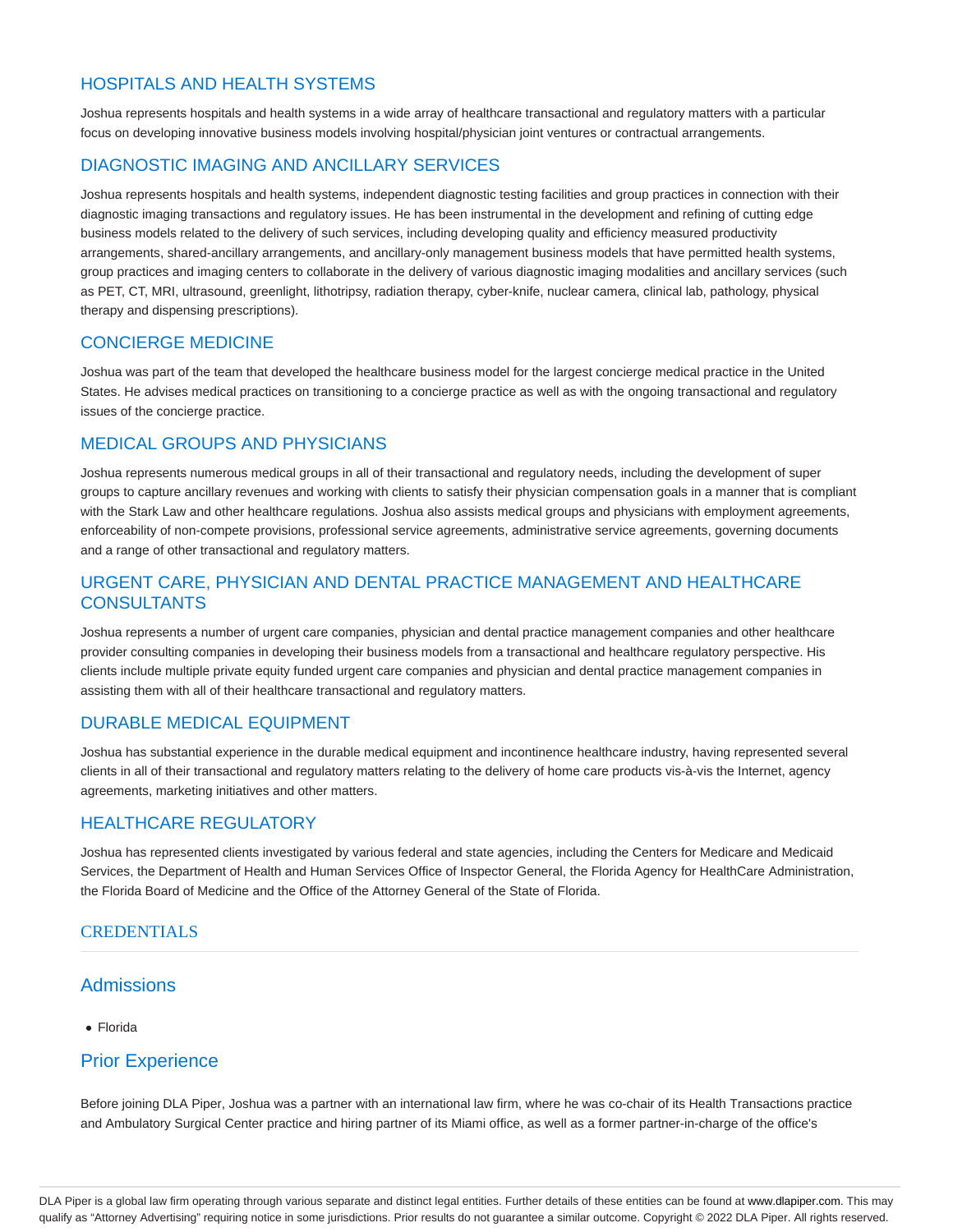## HOSPITALS AND HEALTH SYSTEMS

Joshua represents hospitals and health systems in a wide array of healthcare transactional and regulatory matters with a particular focus on developing innovative business models involving hospital/physician joint ventures or contractual arrangements.

## DIAGNOSTIC IMAGING AND ANCILLARY SERVICES

Joshua represents hospitals and health systems, independent diagnostic testing facilities and group practices in connection with their diagnostic imaging transactions and regulatory issues. He has been instrumental in the development and refining of cutting edge business models related to the delivery of such services, including developing quality and efficiency measured productivity arrangements, shared-ancillary arrangements, and ancillary-only management business models that have permitted health systems, group practices and imaging centers to collaborate in the delivery of various diagnostic imaging modalities and ancillary services (such as PET, CT, MRI, ultrasound, greenlight, lithotripsy, radiation therapy, cyber-knife, nuclear camera, clinical lab, pathology, physical therapy and dispensing prescriptions).

## CONCIERGE MEDICINE

Joshua was part of the team that developed the healthcare business model for the largest concierge medical practice in the United States. He advises medical practices on transitioning to a concierge practice as well as with the ongoing transactional and regulatory issues of the concierge practice.

## MEDICAL GROUPS AND PHYSICIANS

Joshua represents numerous medical groups in all of their transactional and regulatory needs, including the development of super groups to capture ancillary revenues and working with clients to satisfy their physician compensation goals in a manner that is compliant with the Stark Law and other healthcare regulations. Joshua also assists medical groups and physicians with employment agreements, enforceability of non-compete provisions, professional service agreements, administrative service agreements, governing documents and a range of other transactional and regulatory matters.

## URGENT CARE, PHYSICIAN AND DENTAL PRACTICE MANAGEMENT AND HEALTHCARE CONSULTANTS

Joshua represents a number of urgent care companies, physician and dental practice management companies and other healthcare provider consulting companies in developing their business models from a transactional and healthcare regulatory perspective. His clients include multiple private equity funded urgent care companies and physician and dental practice management companies in assisting them with all of their healthcare transactional and regulatory matters.

## DURABLE MEDICAL EQUIPMENT

Joshua has substantial experience in the durable medical equipment and incontinence healthcare industry, having represented several clients in all of their transactional and regulatory matters relating to the delivery of home care products vis-à-vis the Internet, agency agreements, marketing initiatives and other matters.

## HEALTHCARE REGULATORY

Joshua has represented clients investigated by various federal and state agencies, including the Centers for Medicare and Medicaid Services, the Department of Health and Human Services Office of Inspector General, the Florida Agency for HealthCare Administration, the Florida Board of Medicine and the Office of the Attorney General of the State of Florida.

## CREDENTIALS

### Admissions

- Florida

### Prior Experience

Before joining DLA Piper, Joshua was a partner with an international law firm, where he was co-chair of its Health Transactions practice and Ambulatory Surgical Center practice and hiring partner of its Miami office, as well as a former partner-in-charge of the office's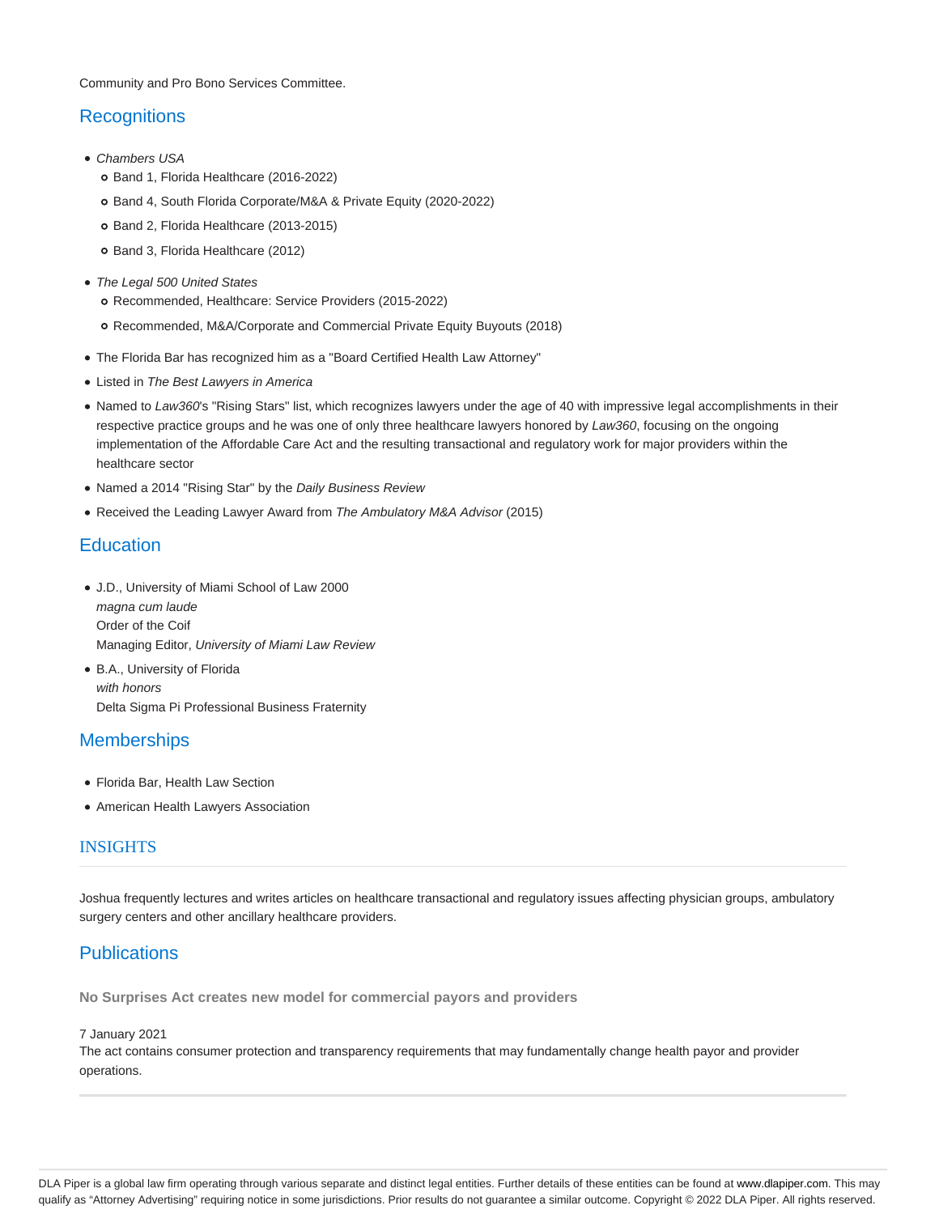Community and Pro Bono Services Committee.

## Recognitions

- *Chambers USA*
  - Band 1, Florida Healthcare (2016-2022)
  - Band 4, South Florida Corporate/M&A & Private Equity (2020-2022)
  - Band 2, Florida Healthcare (2013-2015)
  - Band 3, Florida Healthcare (2012)
- *The Legal 500 United States*
  - Recommended, Healthcare: Service Providers (2015-2022)
  - Recommended, M&A/Corporate and Commercial Private Equity Buyouts (2018)
- The Florida Bar has recognized him as a "Board Certified Health Law Attorney"
- Listed in *The Best Lawyers in America*
- Named to *Law360*'s "Rising Stars" list, which recognizes lawyers under the age of 40 with impressive legal accomplishments in their respective practice groups and he was one of only three healthcare lawyers honored by *Law360*, focusing on the ongoing implementation of the Affordable Care Act and the resulting transactional and regulatory work for major providers within the healthcare sector
- Named a 2014 "Rising Star" by the *Daily Business Review*
- Received the Leading Lawyer Award from *The Ambulatory M&A Advisor* (2015)

## Education

- J.D., University of Miami School of Law 2000
  *magna cum laude*
  Order of the Coif
  Managing Editor, *University of Miami Law Review*
- B.A., University of Florida
  *with honors*
  Delta Sigma Pi Professional Business Fraternity

## Memberships

- Florida Bar, Health Law Section
- American Health Lawyers Association

## INSIGHTS

Joshua frequently lectures and writes articles on healthcare transactional and regulatory issues affecting physician groups, ambulatory surgery centers and other ancillary healthcare providers.

## Publications

**No Surprises Act creates new model for commercial payors and providers**

7 January 2021
The act contains consumer protection and transparency requirements that may fundamentally change health payor and provider operations.

DLA Piper is a global law firm operating through various separate and distinct legal entities. Further details of these entities can be found at www.dlapiper.com. This may qualify as "Attorney Advertising" requiring notice in some jurisdictions. Prior results do not guarantee a similar outcome. Copyright © 2022 DLA Piper. All rights reserved.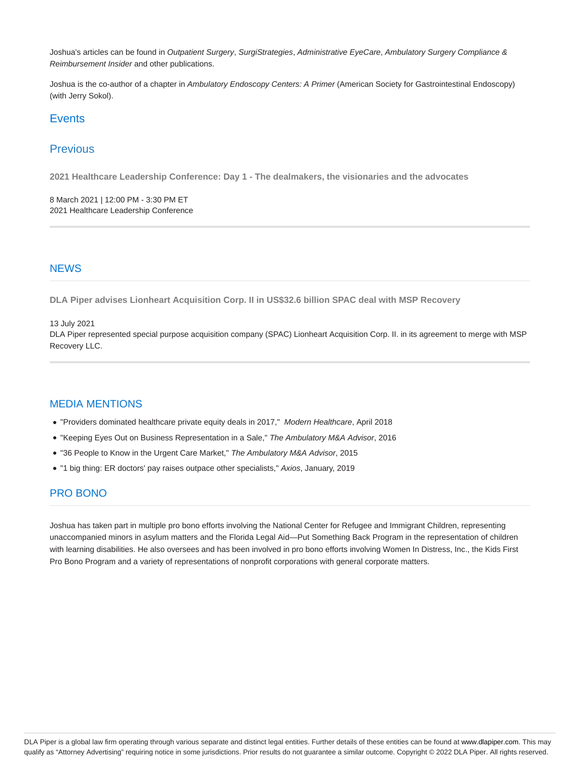Joshua's articles can be found in *Outpatient Surgery*, *SurgiStrategies*, *Administrative EyeCare*, *Ambulatory Surgery Compliance & Reimbursement Insider* and other publications.

Joshua is the co-author of a chapter in *Ambulatory Endoscopy Centers: A Primer* (American Society for Gastrointestinal Endoscopy) (with Jerry Sokol).

## Events

### Previous

**2021 Healthcare Leadership Conference: Day 1 - The dealmakers, the visionaries and the advocates**

8 March 2021 | 12:00 PM - 3:30 PM ET
2021 Healthcare Leadership Conference

## NEWS

**DLA Piper advises Lionheart Acquisition Corp. II in US$32.6 billion SPAC deal with MSP Recovery**

13 July 2021
DLA Piper represented special purpose acquisition company (SPAC) Lionheart Acquisition Corp. II. in its agreement to merge with MSP Recovery LLC.

## MEDIA MENTIONS

- "Providers dominated healthcare private equity deals in 2017," *Modern Healthcare*, April 2018
- "Keeping Eyes Out on Business Representation in a Sale," *The Ambulatory M&A Advisor*, 2016
- "36 People to Know in the Urgent Care Market," *The Ambulatory M&A Advisor*, 2015
- "1 big thing: ER doctors' pay raises outpace other specialists," *Axios*, January, 2019

## PRO BONO

Joshua has taken part in multiple pro bono efforts involving the National Center for Refugee and Immigrant Children, representing unaccompanied minors in asylum matters and the Florida Legal Aid—Put Something Back Program in the representation of children with learning disabilities. He also oversees and has been involved in pro bono efforts involving Women In Distress, Inc., the Kids First Pro Bono Program and a variety of representations of nonprofit corporations with general corporate matters.

DLA Piper is a global law firm operating through various separate and distinct legal entities. Further details of these entities can be found at www.dlapiper.com. This may qualify as "Attorney Advertising" requiring notice in some jurisdictions. Prior results do not guarantee a similar outcome. Copyright © 2022 DLA Piper. All rights reserved.